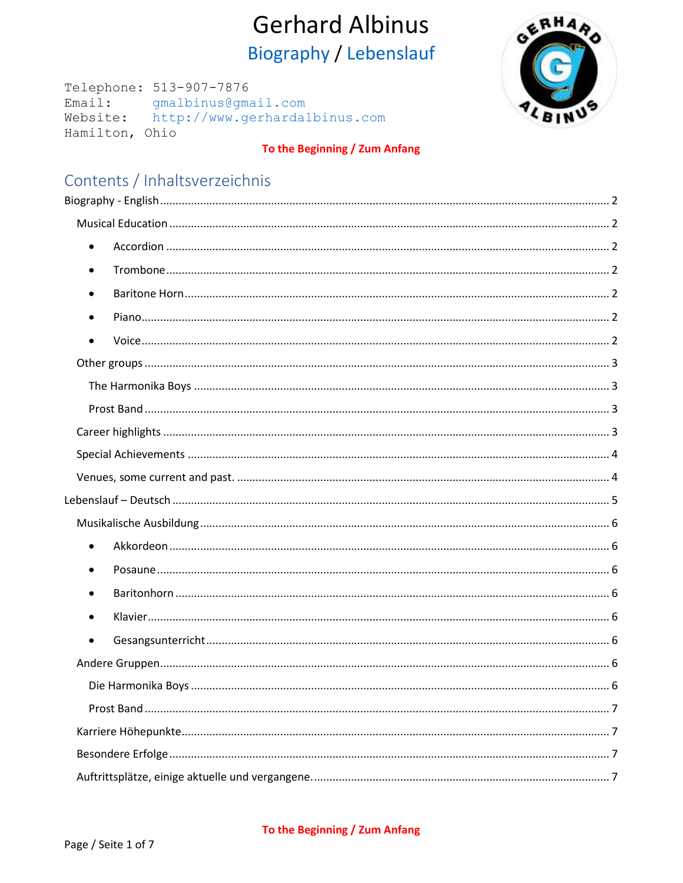# Gerhard Albinus

## Biography / Lebenslauf

```
Telephone: 513-907-7876
Email:     gmalbinus@gmail.com
Website:   http://www.gerhardalbinus.com
Hamilton, Ohio
```

**To the Beginning / Zum Anfang**

## Contents / Inhaltsverzeichnis

- Biography - English ........ 2
  - Musical Education ........ 2
    - Accordion ........ 2
    - Trombone ........ 2
    - Baritone Horn ........ 2
    - Piano ........ 2
    - Voice ........ 2
  - Other groups ........ 3
    - The Harmonika Boys ........ 3
    - Prost Band ........ 3
  - Career highlights ........ 3
  - Special Achievements ........ 4
  - Venues, some current and past. ........ 4
- Lebenslauf – Deutsch ........ 5
  - Musikalische Ausbildung ........ 6
    - Akkordeon ........ 6
    - Posaune ........ 6
    - Baritonhorn ........ 6
    - Klavier ........ 6
    - Gesangsunterricht ........ 6
  - Andere Gruppen ........ 6
    - Die Harmonika Boys ........ 6
    - Prost Band ........ 7
  - Karriere Höhepunkte ........ 7
  - Besondere Erfolge ........ 7
  - Auftrittsplätze, einige aktuelle und vergangene. ........ 7

**To the Beginning / Zum Anfang**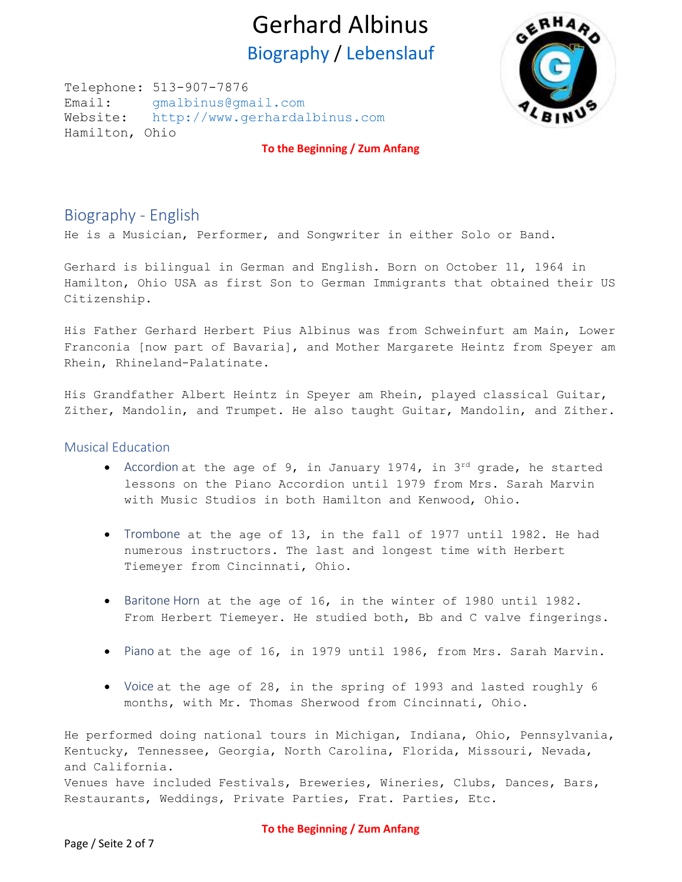# Gerhard Albinus

## Biography / Lebenslauf

Telephone: 513-907-7876
Email: gmalbinus@gmail.com
Website: http://www.gerhardalbinus.com
Hamilton, Ohio

**To the Beginning / Zum Anfang**

## Biography - English

He is a Musician, Performer, and Songwriter in either Solo or Band.

Gerhard is bilingual in German and English. Born on October 11, 1964 in Hamilton, Ohio USA as first Son to German Immigrants that obtained their US Citizenship.

His Father Gerhard Herbert Pius Albinus was from Schweinfurt am Main, Lower Franconia [now part of Bavaria], and Mother Margarete Heintz from Speyer am Rhein, Rhineland-Palatinate.

His Grandfather Albert Heintz in Speyer am Rhein, played classical Guitar, Zither, Mandolin, and Trumpet. He also taught Guitar, Mandolin, and Zither.

### Musical Education

- Accordion at the age of 9, in January 1974, in 3rd grade, he started lessons on the Piano Accordion until 1979 from Mrs. Sarah Marvin with Music Studios in both Hamilton and Kenwood, Ohio.
- Trombone at the age of 13, in the fall of 1977 until 1982. He had numerous instructors. The last and longest time with Herbert Tiemeyer from Cincinnati, Ohio.
- Baritone Horn at the age of 16, in the winter of 1980 until 1982. From Herbert Tiemeyer. He studied both, Bb and C valve fingerings.
- Piano at the age of 16, in 1979 until 1986, from Mrs. Sarah Marvin.
- Voice at the age of 28, in the spring of 1993 and lasted roughly 6 months, with Mr. Thomas Sherwood from Cincinnati, Ohio.

He performed doing national tours in Michigan, Indiana, Ohio, Pennsylvania, Kentucky, Tennessee, Georgia, North Carolina, Florida, Missouri, Nevada, and California.
Venues have included Festivals, Breweries, Wineries, Clubs, Dances, Bars, Restaurants, Weddings, Private Parties, Frat. Parties, Etc.

**To the Beginning / Zum Anfang**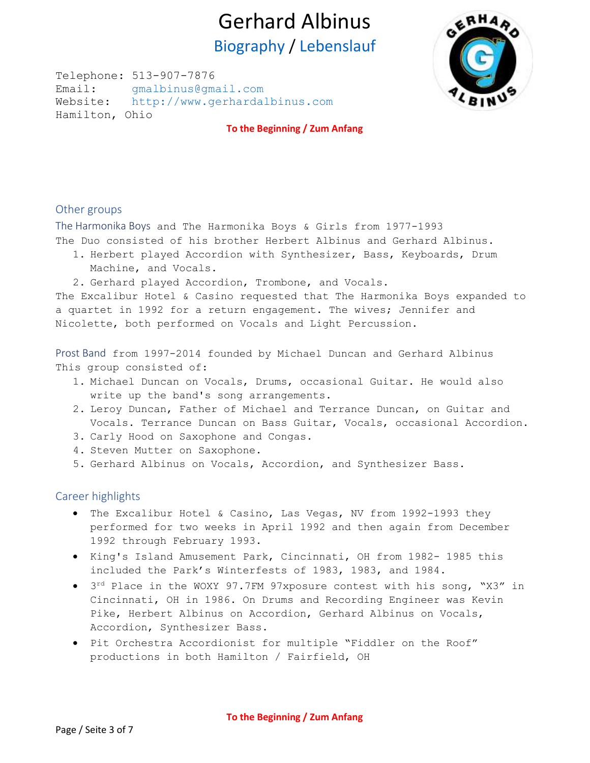# Gerhard Albinus

## Biography / Lebenslauf

Telephone: 513-907-7876
Email: gmalbinus@gmail.com
Website: http://www.gerhardalbinus.com
Hamilton, Ohio

**To the Beginning / Zum Anfang**

## Other groups

The Harmonika Boys and The Harmonika Boys & Girls from 1977-1993
The Duo consisted of his brother Herbert Albinus and Gerhard Albinus.

1. Herbert played Accordion with Synthesizer, Bass, Keyboards, Drum Machine, and Vocals.
2. Gerhard played Accordion, Trombone, and Vocals.

The Excalibur Hotel & Casino requested that The Harmonika Boys expanded to a quartet in 1992 for a return engagement. The wives; Jennifer and Nicolette, both performed on Vocals and Light Percussion.

Prost Band from 1997-2014 founded by Michael Duncan and Gerhard Albinus
This group consisted of:

1. Michael Duncan on Vocals, Drums, occasional Guitar. He would also write up the band's song arrangements.
2. Leroy Duncan, Father of Michael and Terrance Duncan, on Guitar and Vocals. Terrance Duncan on Bass Guitar, Vocals, occasional Accordion.
3. Carly Hood on Saxophone and Congas.
4. Steven Mutter on Saxophone.
5. Gerhard Albinus on Vocals, Accordion, and Synthesizer Bass.

## Career highlights

- The Excalibur Hotel & Casino, Las Vegas, NV from 1992-1993 they performed for two weeks in April 1992 and then again from December 1992 through February 1993.
- King's Island Amusement Park, Cincinnati, OH from 1982- 1985 this included the Park's Winterfests of 1983, 1983, and 1984.
- 3rd Place in the WOXY 97.7FM 97xposure contest with his song, “X3” in Cincinnati, OH in 1986. On Drums and Recording Engineer was Kevin Pike, Herbert Albinus on Accordion, Gerhard Albinus on Vocals, Accordion, Synthesizer Bass.
- Pit Orchestra Accordionist for multiple “Fiddler on the Roof” productions in both Hamilton / Fairfield, OH

**To the Beginning / Zum Anfang**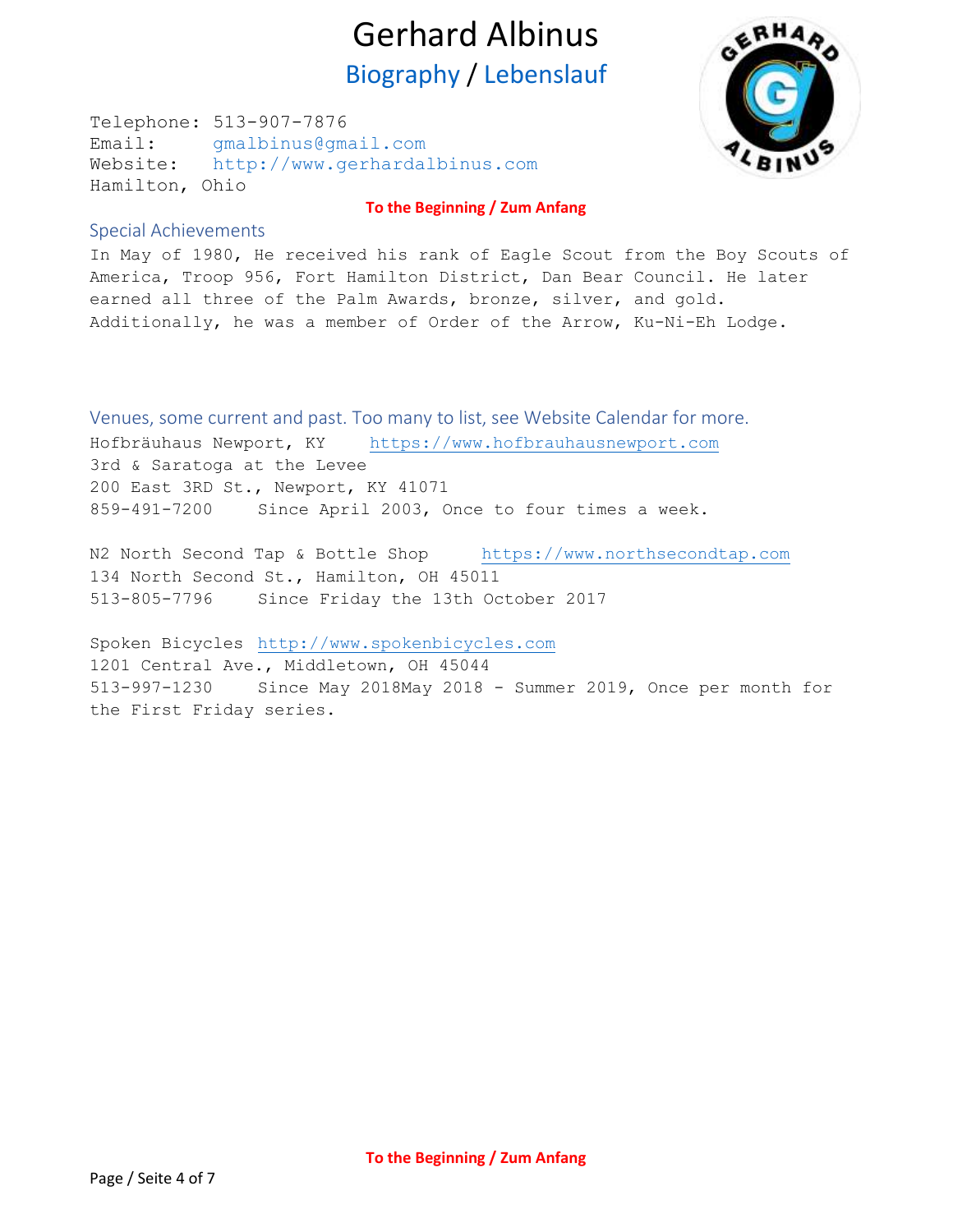# Gerhard Albinus

## Biography / Lebenslauf

Telephone: 513-907-7876
Email: gmalbinus@gmail.com
Website: http://www.gerhardalbinus.com
Hamilton, Ohio

**To the Beginning / Zum Anfang**

### Special Achievements

In May of 1980, He received his rank of Eagle Scout from the Boy Scouts of America, Troop 956, Fort Hamilton District, Dan Bear Council. He later earned all three of the Palm Awards, bronze, silver, and gold. Additionally, he was a member of Order of the Arrow, Ku-Ni-Eh Lodge.

### Venues, some current and past. Too many to list, see Website Calendar for more.

Hofbräuhaus Newport, KY https://www.hofbrauhausnewport.com
3rd & Saratoga at the Levee
200 East 3RD St., Newport, KY 41071
859-491-7200 Since April 2003, Once to four times a week.

N2 North Second Tap & Bottle Shop https://www.northsecondtap.com
134 North Second St., Hamilton, OH 45011
513-805-7796 Since Friday the 13th October 2017

Spoken Bicycles http://www.spokenbicycles.com
1201 Central Ave., Middletown, OH 45044
513-997-1230 Since May 2018May 2018 - Summer 2019, Once per month for the First Friday series.

**To the Beginning / Zum Anfang**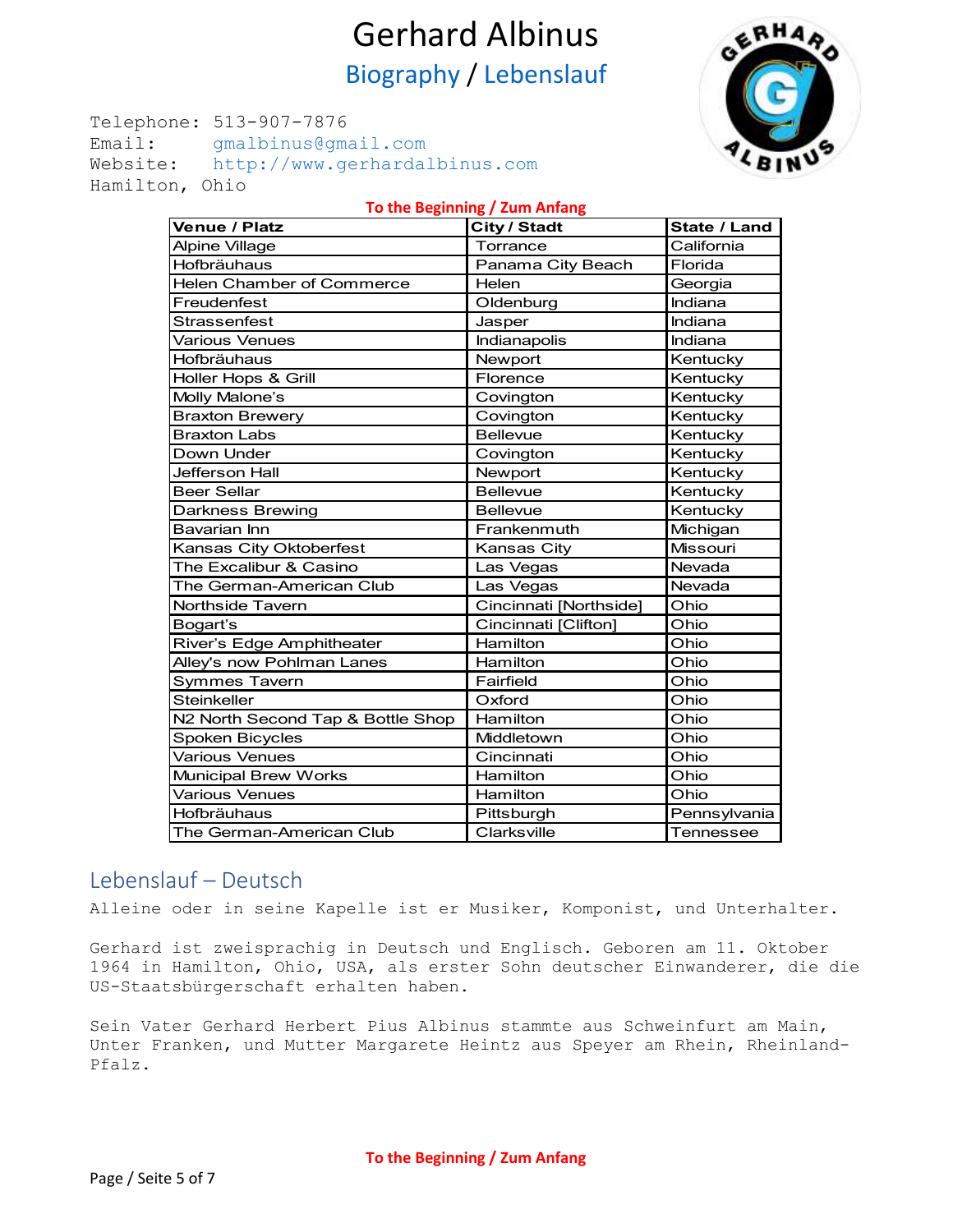# Gerhard Albinus

## Biography / Lebenslauf

```
Telephone: 513-907-7876
Email:     gmalbinus@gmail.com
Website:   http://www.gerhardalbinus.com
Hamilton, Ohio
```

**To the Beginning / Zum Anfang**

| Venue / Platz | City / Stadt | State / Land |
|---|---|---|
| Alpine Village | Torrance | California |
| Hofbräuhaus | Panama City Beach | Florida |
| Helen Chamber of Commerce | Helen | Georgia |
| Freudenfest | Oldenburg | Indiana |
| Strassenfest | Jasper | Indiana |
| Various Venues | Indianapolis | Indiana |
| Hofbräuhaus | Newport | Kentucky |
| Holler Hops & Grill | Florence | Kentucky |
| Molly Malone's | Covington | Kentucky |
| Braxton Brewery | Covington | Kentucky |
| Braxton Labs | Bellevue | Kentucky |
| Down Under | Covington | Kentucky |
| Jefferson Hall | Newport | Kentucky |
| Beer Sellar | Bellevue | Kentucky |
| Darkness Brewing | Bellevue | Kentucky |
| Bavarian Inn | Frankenmuth | Michigan |
| Kansas City Oktoberfest | Kansas City | Missouri |
| The Excalibur & Casino | Las Vegas | Nevada |
| The German-American Club | Las Vegas | Nevada |
| Northside Tavern | Cincinnati [Northside] | Ohio |
| Bogart's | Cincinnati [Clifton] | Ohio |
| River's Edge Amphitheater | Hamilton | Ohio |
| Alley's now Pohlman Lanes | Hamilton | Ohio |
| Symmes Tavern | Fairfield | Ohio |
| Steinkeller | Oxford | Ohio |
| N2 North Second Tap & Bottle Shop | Hamilton | Ohio |
| Spoken Bicycles | Middletown | Ohio |
| Various Venues | Cincinnati | Ohio |
| Municipal Brew Works | Hamilton | Ohio |
| Various Venues | Hamilton | Ohio |
| Hofbräuhaus | Pittsburgh | Pennsylvania |
| The German-American Club | Clarksville | Tennessee |

## Lebenslauf – Deutsch

Alleine oder in seine Kapelle ist er Musiker, Komponist, und Unterhalter.

Gerhard ist zweisprachig in Deutsch und Englisch. Geboren am 11. Oktober 1964 in Hamilton, Ohio, USA, als erster Sohn deutscher Einwanderer, die die US-Staatsbürgerschaft erhalten haben.

Sein Vater Gerhard Herbert Pius Albinus stammte aus Schweinfurt am Main, Unter Franken, und Mutter Margarete Heintz aus Speyer am Rhein, Rheinland-Pfalz.

**To the Beginning / Zum Anfang**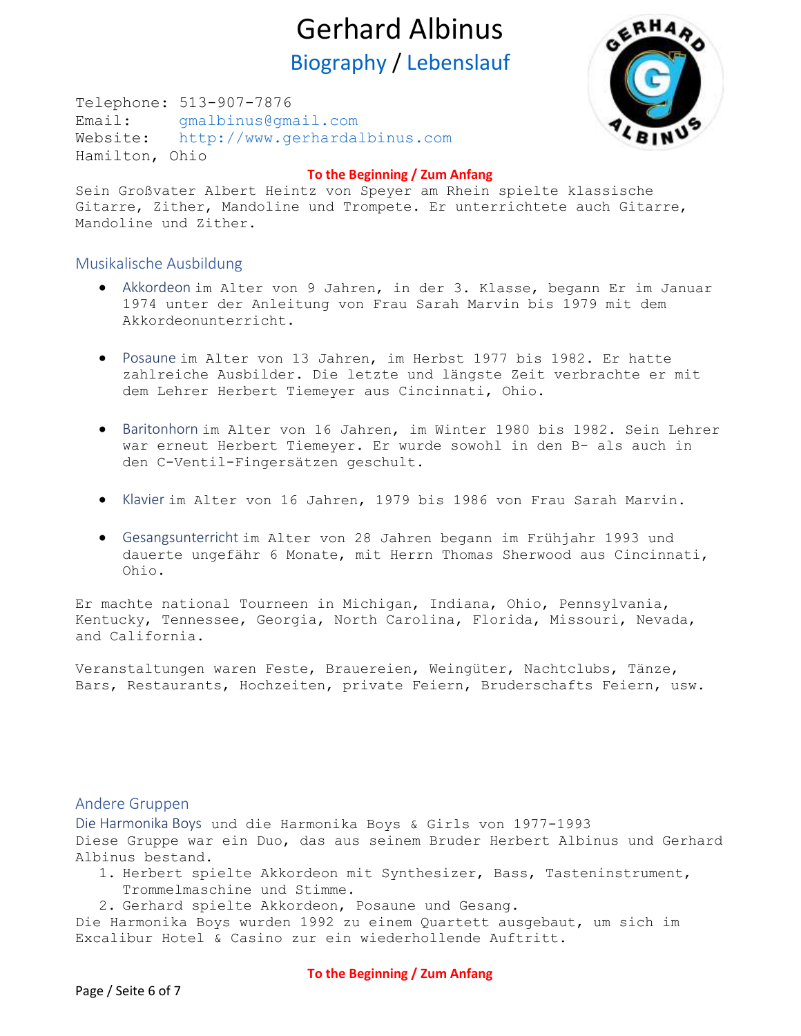# Gerhard Albinus

## Biography / Lebenslauf

Telephone: 513-907-7876
Email: gmalbinus@gmail.com
Website: http://www.gerhardalbinus.com
Hamilton, Ohio

**To the Beginning / Zum Anfang**

Sein Großvater Albert Heintz von Speyer am Rhein spielte klassische Gitarre, Zither, Mandoline und Trompete. Er unterrichtete auch Gitarre, Mandoline und Zither.

### Musikalische Ausbildung

- Akkordeon im Alter von 9 Jahren, in der 3. Klasse, begann Er im Januar 1974 unter der Anleitung von Frau Sarah Marvin bis 1979 mit dem Akkordeonunterricht.
- Posaune im Alter von 13 Jahren, im Herbst 1977 bis 1982. Er hatte zahlreiche Ausbilder. Die letzte und längste Zeit verbrachte er mit dem Lehrer Herbert Tiemeyer aus Cincinnati, Ohio.
- Baritonhorn im Alter von 16 Jahren, im Winter 1980 bis 1982. Sein Lehrer war erneut Herbert Tiemeyer. Er wurde sowohl in den B- als auch in den C-Ventil-Fingersätzen geschult.
- Klavier im Alter von 16 Jahren, 1979 bis 1986 von Frau Sarah Marvin.
- Gesangsunterricht im Alter von 28 Jahren begann im Frühjahr 1993 und dauerte ungefähr 6 Monate, mit Herrn Thomas Sherwood aus Cincinnati, Ohio.

Er machte national Tourneen in Michigan, Indiana, Ohio, Pennsylvania, Kentucky, Tennessee, Georgia, North Carolina, Florida, Missouri, Nevada, and California.

Veranstaltungen waren Feste, Brauereien, Weingüter, Nachtclubs, Tänze, Bars, Restaurants, Hochzeiten, private Feiern, Bruderschafts Feiern, usw.

### Andere Gruppen

Die Harmonika Boys und die Harmonika Boys & Girls von 1977-1993
Diese Gruppe war ein Duo, das aus seinem Bruder Herbert Albinus und Gerhard Albinus bestand.

1. Herbert spielte Akkordeon mit Synthesizer, Bass, Tasteninstrument, Trommelmaschine und Stimme.
2. Gerhard spielte Akkordeon, Posaune und Gesang.

Die Harmonika Boys wurden 1992 zu einem Quartett ausgebaut, um sich im Excalibur Hotel & Casino zur ein wiederhollende Auftritt.

**To the Beginning / Zum Anfang**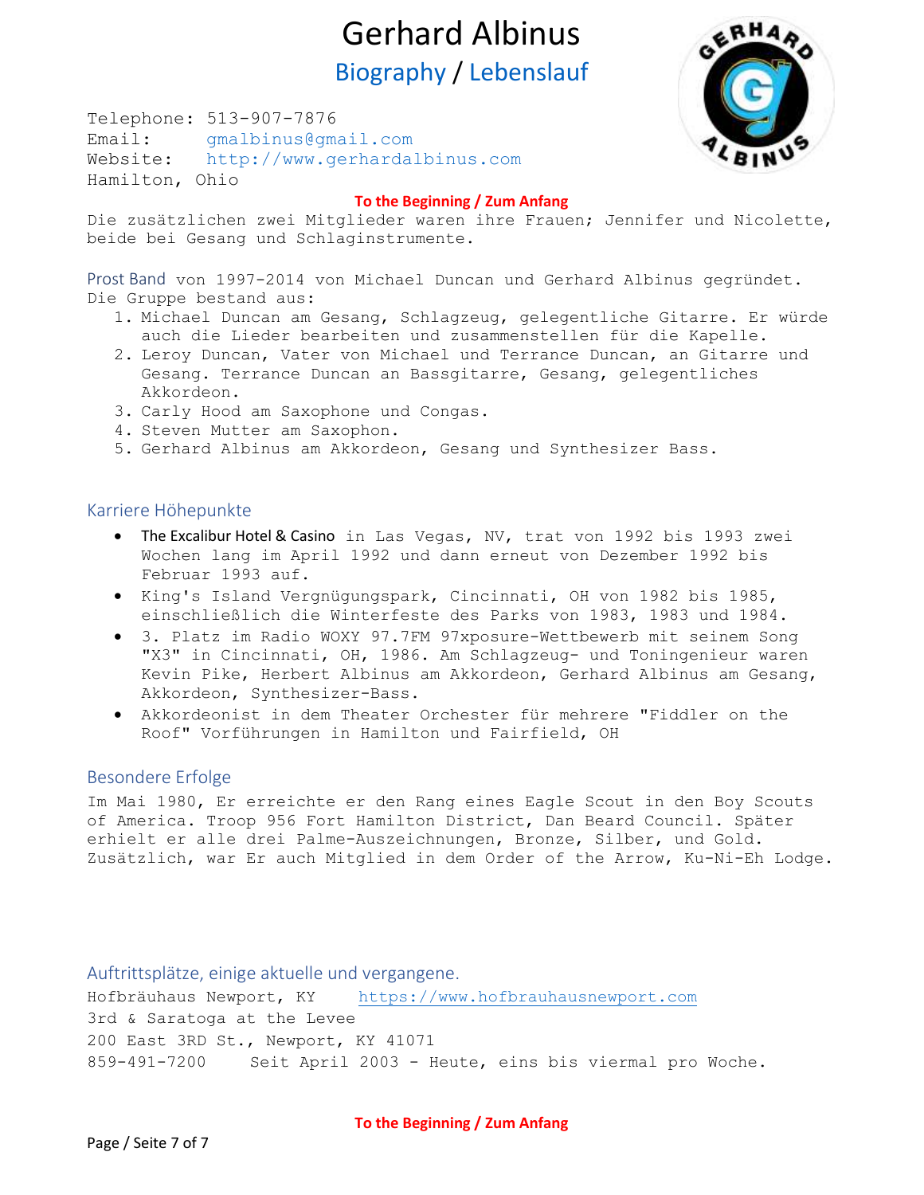Telephone: 513-907-7876
Email: gmalbinus@gmail.com
Website: http://www.gerhardalbinus.com
Hamilton, Ohio

**To the Beginning / Zum Anfang**

Die zusätzlichen zwei Mitglieder waren ihre Frauen; Jennifer und Nicolette, beide bei Gesang und Schlaginstrumente.

Prost Band von 1997-2014 von Michael Duncan und Gerhard Albinus gegründet. Die Gruppe bestand aus:

1. Michael Duncan am Gesang, Schlagzeug, gelegentliche Gitarre. Er würde auch die Lieder bearbeiten und zusammenstellen für die Kapelle.
2. Leroy Duncan, Vater von Michael und Terrance Duncan, an Gitarre und Gesang. Terrance Duncan an Bassgitarre, Gesang, gelegentliches Akkordeon.
3. Carly Hood am Saxophone und Congas.
4. Steven Mutter am Saxophon.
5. Gerhard Albinus am Akkordeon, Gesang und Synthesizer Bass.

## Karriere Höhepunkte

- The Excalibur Hotel & Casino in Las Vegas, NV, trat von 1992 bis 1993 zwei Wochen lang im April 1992 und dann erneut von Dezember 1992 bis Februar 1993 auf.
- King's Island Vergnügungspark, Cincinnati, OH von 1982 bis 1985, einschließlich die Winterfeste des Parks von 1983, 1983 und 1984.
- 3. Platz im Radio WOXY 97.7FM 97xposure-Wettbewerb mit seinem Song "X3" in Cincinnati, OH, 1986. Am Schlagzeug- und Toningenieur waren Kevin Pike, Herbert Albinus am Akkordeon, Gerhard Albinus am Gesang, Akkordeon, Synthesizer-Bass.
- Akkordeonist in dem Theater Orchester für mehrere "Fiddler on the Roof" Vorführungen in Hamilton und Fairfield, OH

## Besondere Erfolge

Im Mai 1980, Er erreichte er den Rang eines Eagle Scout in den Boy Scouts of America. Troop 956 Fort Hamilton District, Dan Beard Council. Später erhielt er alle drei Palme-Auszeichnungen, Bronze, Silber, und Gold. Zusätzlich, war Er auch Mitglied in dem Order of the Arrow, Ku-Ni-Eh Lodge.

## Auftrittsplätze, einige aktuelle und vergangene.

Hofbräuhaus Newport, KY https://www.hofbrauhausnewport.com
3rd & Saratoga at the Levee
200 East 3RD St., Newport, KY 41071
859-491-7200 Seit April 2003 - Heute, eins bis viermal pro Woche.

**To the Beginning / Zum Anfang**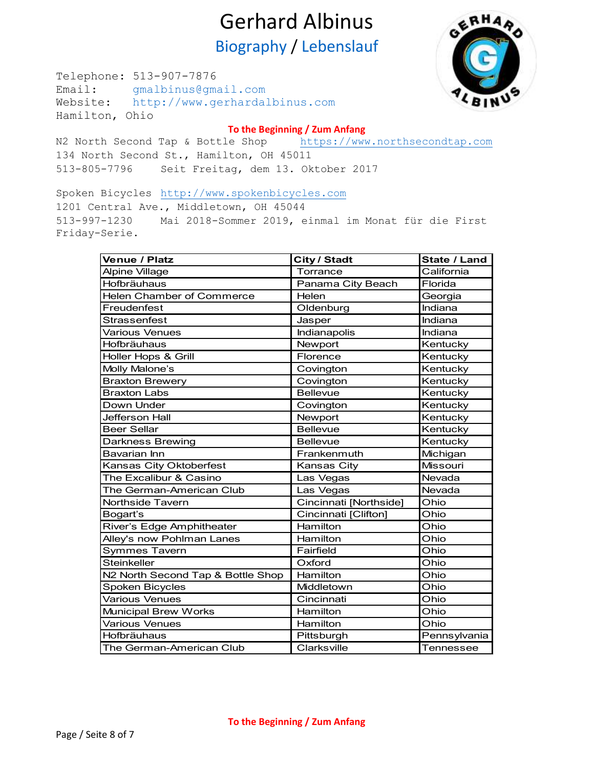# Gerhard Albinus

## Biography / Lebenslauf

Telephone: 513-907-7876
Email: gmalbinus@gmail.com
Website: http://www.gerhardalbinus.com
Hamilton, Ohio

**To the Beginning / Zum Anfang**

N2 North Second Tap & Bottle Shop https://www.northsecondtap.com
134 North Second St., Hamilton, OH 45011
513-805-7796 Seit Freitag, dem 13. Oktober 2017

Spoken Bicycles http://www.spokenbicycles.com
1201 Central Ave., Middletown, OH 45044
513-997-1230 Mai 2018-Sommer 2019, einmal im Monat für die First Friday-Serie.

| Venue / Platz | City / Stadt | State / Land |
|---|---|---|
| Alpine Village | Torrance | California |
| Hofbräuhaus | Panama City Beach | Florida |
| Helen Chamber of Commerce | Helen | Georgia |
| Freudenfest | Oldenburg | Indiana |
| Strassenfest | Jasper | Indiana |
| Various Venues | Indianapolis | Indiana |
| Hofbräuhaus | Newport | Kentucky |
| Holler Hops & Grill | Florence | Kentucky |
| Molly Malone's | Covington | Kentucky |
| Braxton Brewery | Covington | Kentucky |
| Braxton Labs | Bellevue | Kentucky |
| Down Under | Covington | Kentucky |
| Jefferson Hall | Newport | Kentucky |
| Beer Sellar | Bellevue | Kentucky |
| Darkness Brewing | Bellevue | Kentucky |
| Bavarian Inn | Frankenmuth | Michigan |
| Kansas City Oktoberfest | Kansas City | Missouri |
| The Excalibur & Casino | Las Vegas | Nevada |
| The German-American Club | Las Vegas | Nevada |
| Northside Tavern | Cincinnati [Northside] | Ohio |
| Bogart's | Cincinnati [Clifton] | Ohio |
| River's Edge Amphitheater | Hamilton | Ohio |
| Alley's now Pohlman Lanes | Hamilton | Ohio |
| Symmes Tavern | Fairfield | Ohio |
| Steinkeller | Oxford | Ohio |
| N2 North Second Tap & Bottle Shop | Hamilton | Ohio |
| Spoken Bicycles | Middletown | Ohio |
| Various Venues | Cincinnati | Ohio |
| Municipal Brew Works | Hamilton | Ohio |
| Various Venues | Hamilton | Ohio |
| Hofbräuhaus | Pittsburgh | Pennsylvania |
| The German-American Club | Clarksville | Tennessee |

**To the Beginning / Zum Anfang**